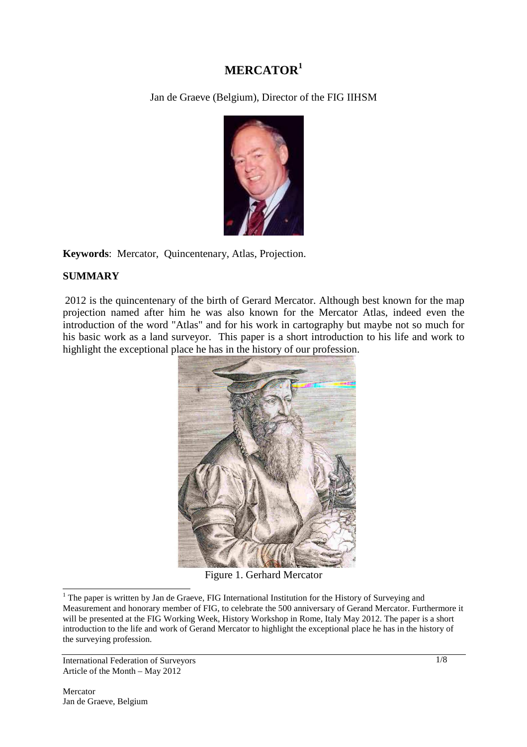# MERCATOR[1]

Jan de Graeve (Belgium), Director of the FIG IIHSM

**Keywords**: Mercator, Quincentenary, Atlas, Projection.

## SUMMARY

2012 is the quincentenary of the birth of Gerard Mercator. Although best known for the map projection named after him he was also known for the Mercator Atlas, indeed even the introduction of the word "Atlas" and for his work in cartography but maybe not so much for his basic work as a land surveyor. This paper is a short introduction to his life and work to highlight the exceptional place he has in the history of our profession.

Figure 1. Gerhard Mercator

[1] The paper is written by Jan de Graeve, FIG International Institution for the History of Surveying and Measurement and honorary member of FIG, to celebrate the 500 anniversary of Gerand Mercator. Furthermore it will be presented at the FIG Working Week, History Workshop in Rome, Italy May 2012. The paper is a short introduction to the life and work of Gerand Mercator to highlight the exceptional place he has in the history of the surveying profession.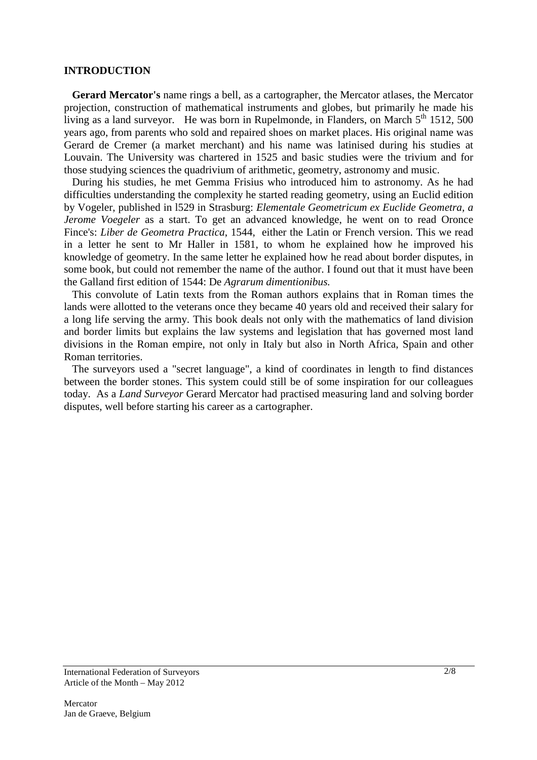## INTRODUCTION

**Gerard Mercator's** name rings a bell, as a cartographer, the Mercator atlases, the Mercator projection, construction of mathematical instruments and globes, but primarily he made his living as a land surveyor. He was born in Rupelmonde, in Flanders, on March 5th 1512, 500 years ago, from parents who sold and repaired shoes on market places. His original name was Gerard de Cremer (a market merchant) and his name was latinised during his studies at Louvain. The University was chartered in 1525 and basic studies were the trivium and for those studying sciences the quadrivium of arithmetic, geometry, astronomy and music.

During his studies, he met Gemma Frisius who introduced him to astronomy. As he had difficulties understanding the complexity he started reading geometry, using an Euclid edition by Vogeler, published in l529 in Strasburg: *Elementale Geometricum ex Euclide Geometra, a Jerome Voegeler* as a start. To get an advanced knowledge, he went on to read Oronce Fince's: *Liber de Geometra Practica*, 1544, either the Latin or French version. This we read in a letter he sent to Mr Haller in 1581, to whom he explained how he improved his knowledge of geometry. In the same letter he explained how he read about border disputes, in some book, but could not remember the name of the author. I found out that it must have been the Galland first edition of 1544: De *Agrarum dimentionibus.*

This convolute of Latin texts from the Roman authors explains that in Roman times the lands were allotted to the veterans once they became 40 years old and received their salary for a long life serving the army. This book deals not only with the mathematics of land division and border limits but explains the law systems and legislation that has governed most land divisions in the Roman empire, not only in Italy but also in North Africa, Spain and other Roman territories.

The surveyors used a "secret language", a kind of coordinates in length to find distances between the border stones. This system could still be of some inspiration for our colleagues today. As a *Land Surveyor* Gerard Mercator had practised measuring land and solving border disputes, well before starting his career as a cartographer.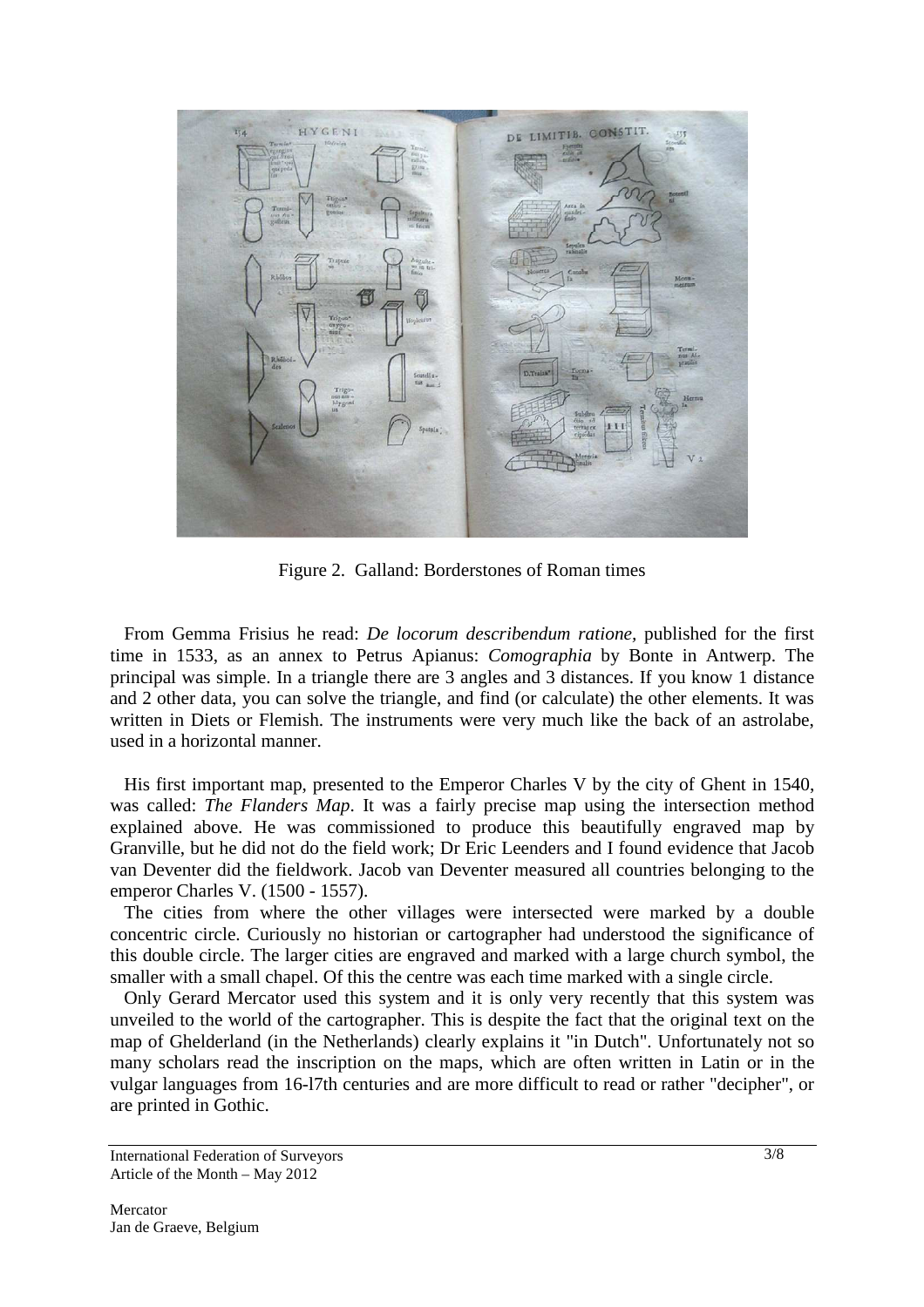Figure 2. Galland: Borderstones of Roman times

From Gemma Frisius he read: *De locorum describendum ratione,* published for the first time in 1533, as an annex to Petrus Apianus: *Comographia* by Bonte in Antwerp. The principal was simple. In a triangle there are 3 angles and 3 distances. If you know 1 distance and 2 other data, you can solve the triangle, and find (or calculate) the other elements. It was written in Diets or Flemish. The instruments were very much like the back of an astrolabe, used in a horizontal manner.

His first important map, presented to the Emperor Charles V by the city of Ghent in 1540, was called: *The Flanders Map*. It was a fairly precise map using the intersection method explained above. He was commissioned to produce this beautifully engraved map by Granville, but he did not do the field work; Dr Eric Leenders and I found evidence that Jacob van Deventer did the fieldwork. Jacob van Deventer measured all countries belonging to the emperor Charles V. (1500 - 1557).

The cities from where the other villages were intersected were marked by a double concentric circle. Curiously no historian or cartographer had understood the significance of this double circle. The larger cities are engraved and marked with a large church symbol, the smaller with a small chapel. Of this the centre was each time marked with a single circle.

Only Gerard Mercator used this system and it is only very recently that this system was unveiled to the world of the cartographer. This is despite the fact that the original text on the map of Ghelderland (in the Netherlands) clearly explains it "in Dutch". Unfortunately not so many scholars read the inscription on the maps, which are often written in Latin or in the vulgar languages from 16-l7th centuries and are more difficult to read or rather "decipher", or are printed in Gothic.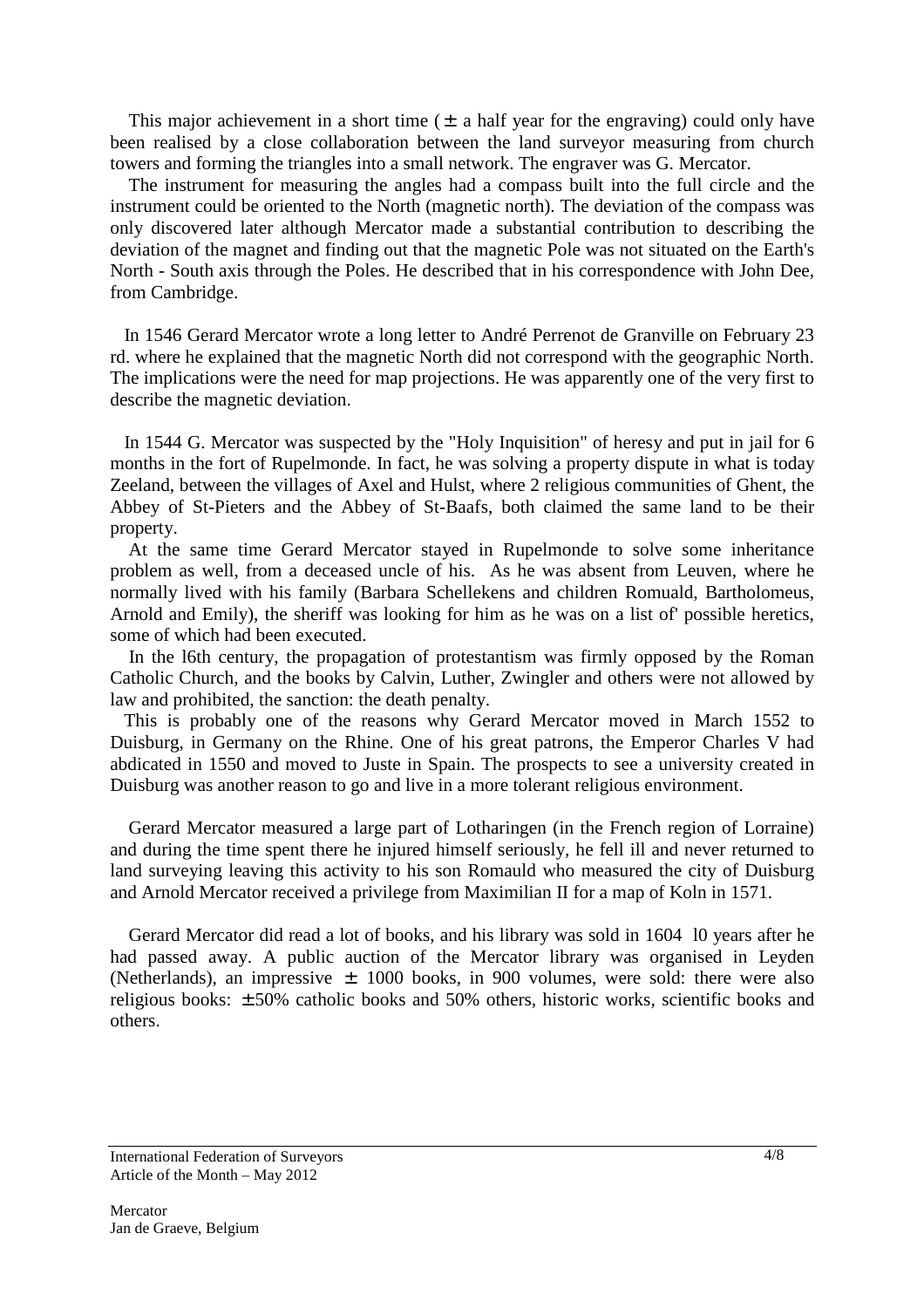This major achievement in a short time (± a half year for the engraving) could only have been realised by a close collaboration between the land surveyor measuring from church towers and forming the triangles into a small network. The engraver was G. Mercator.

The instrument for measuring the angles had a compass built into the full circle and the instrument could be oriented to the North (magnetic north). The deviation of the compass was only discovered later although Mercator made a substantial contribution to describing the deviation of the magnet and finding out that the magnetic Pole was not situated on the Earth's North - South axis through the Poles. He described that in his correspondence with John Dee, from Cambridge.

In 1546 Gerard Mercator wrote a long letter to André Perrenot de Granville on February 23 rd. where he explained that the magnetic North did not correspond with the geographic North. The implications were the need for map projections. He was apparently one of the very first to describe the magnetic deviation.

In 1544 G. Mercator was suspected by the "Holy Inquisition" of heresy and put in jail for 6 months in the fort of Rupelmonde. In fact, he was solving a property dispute in what is today Zeeland, between the villages of Axel and Hulst, where 2 religious communities of Ghent, the Abbey of St-Pieters and the Abbey of St-Baafs, both claimed the same land to be their property.

At the same time Gerard Mercator stayed in Rupelmonde to solve some inheritance problem as well, from a deceased uncle of his. As he was absent from Leuven, where he normally lived with his family (Barbara Schellekens and children Romuald, Bartholomeus, Arnold and Emily), the sheriff was looking for him as he was on a list of' possible heretics, some of which had been executed.

In the l6th century, the propagation of protestantism was firmly opposed by the Roman Catholic Church, and the books by Calvin, Luther, Zwingler and others were not allowed by law and prohibited, the sanction: the death penalty.

This is probably one of the reasons why Gerard Mercator moved in March 1552 to Duisburg, in Germany on the Rhine. One of his great patrons, the Emperor Charles V had abdicated in 1550 and moved to Juste in Spain. The prospects to see a university created in Duisburg was another reason to go and live in a more tolerant religious environment.

Gerard Mercator measured a large part of Lotharingen (in the French region of Lorraine) and during the time spent there he injured himself seriously, he fell ill and never returned to land surveying leaving this activity to his son Romauld who measured the city of Duisburg and Arnold Mercator received a privilege from Maximilian II for a map of Koln in 1571.

Gerard Mercator did read a lot of books, and his library was sold in 1604 l0 years after he had passed away. A public auction of the Mercator library was organised in Leyden (Netherlands), an impressive ± 1000 books, in 900 volumes, were sold: there were also religious books: ±50% catholic books and 50% others, historic works, scientific books and others.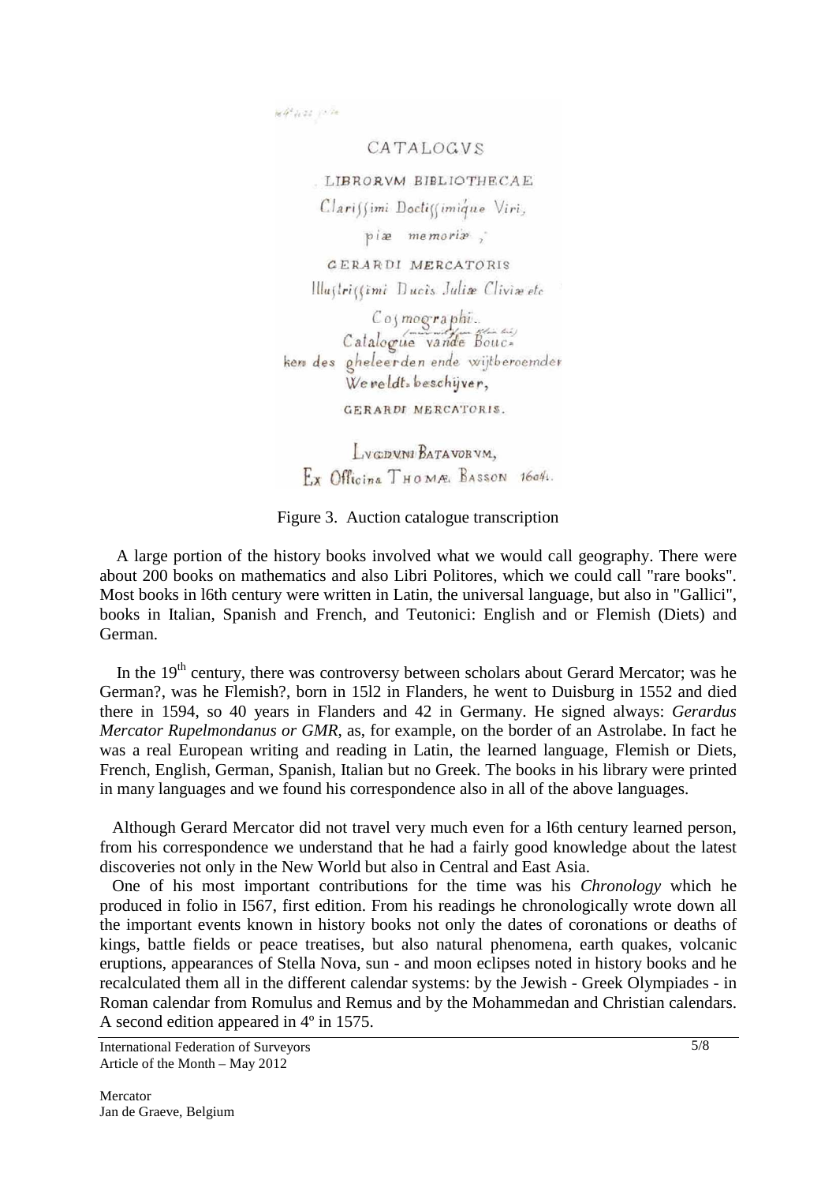CATALOGVS

LIBRORVM BIBLIOTHECAE

Clarissimi Doctissimique Viri,

piæ memoriæ,

GERARDI MERCATORIS

Illustrissimi Ducis Juliæ Cliviæ etc

Cosmographi.

Catalogue vande Boucken des gheleerden ende wijtberoemder Wereldt-beschijver,

GERARDI MERCATORIS.

LVGDVNI BATAVORVM,

Ex Officina THOMÆ BASSON 1604.

Figure 3. Auction catalogue transcription

A large portion of the history books involved what we would call geography. There were about 200 books on mathematics and also Libri Politores, which we could call "rare books". Most books in l6th century were written in Latin, the universal language, but also in "Gallici", books in Italian, Spanish and French, and Teutonici: English and or Flemish (Diets) and German.

In the 19th century, there was controversy between scholars about Gerard Mercator; was he German?, was he Flemish?, born in 15l2 in Flanders, he went to Duisburg in 1552 and died there in 1594, so 40 years in Flanders and 42 in Germany. He signed always: *Gerardus Mercator Rupelmondanus or GMR*, as, for example, on the border of an Astrolabe. In fact he was a real European writing and reading in Latin, the learned language, Flemish or Diets, French, English, German, Spanish, Italian but no Greek. The books in his library were printed in many languages and we found his correspondence also in all of the above languages.

Although Gerard Mercator did not travel very much even for a l6th century learned person, from his correspondence we understand that he had a fairly good knowledge about the latest discoveries not only in the New World but also in Central and East Asia.

One of his most important contributions for the time was his *Chronology* which he produced in folio in I567, first edition. From his readings he chronologically wrote down all the important events known in history books not only the dates of coronations or deaths of kings, battle fields or peace treatises, but also natural phenomena, earth quakes, volcanic eruptions, appearances of Stella Nova, sun - and moon eclipses noted in history books and he recalculated them all in the different calendar systems: by the Jewish - Greek Olympiades - in Roman calendar from Romulus and Remus and by the Mohammedan and Christian calendars. A second edition appeared in 4º in 1575.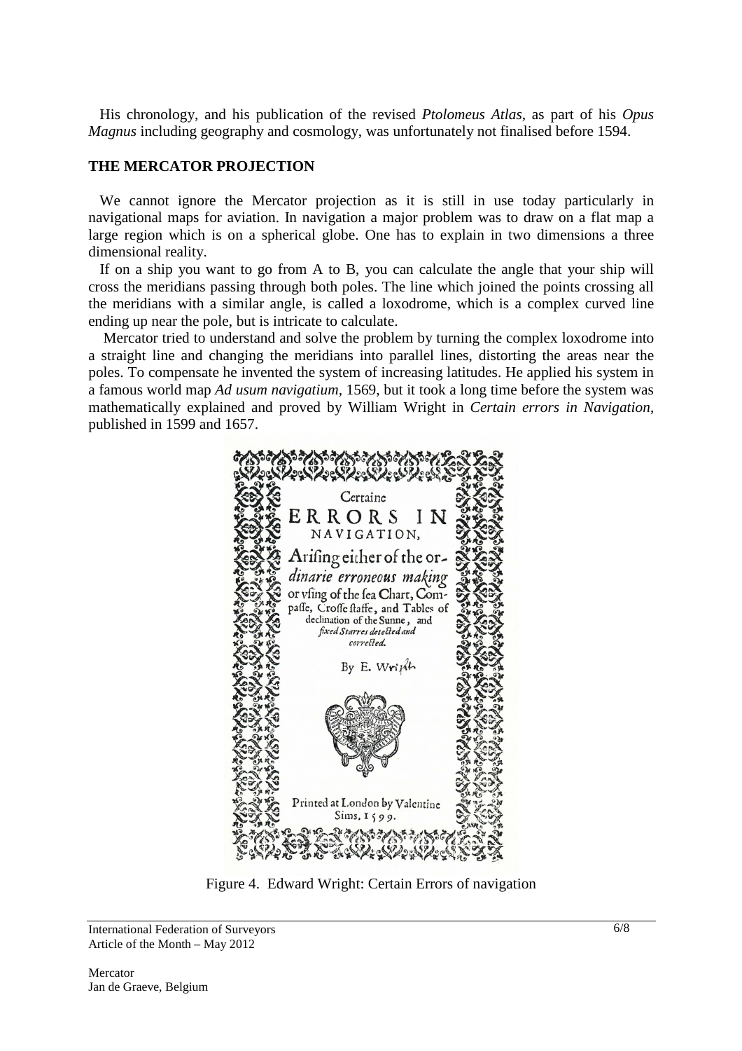His chronology, and his publication of the revised *Ptolomeus Atlas*, as part of his *Opus Magnus* including geography and cosmology, was unfortunately not finalised before 1594.

## THE MERCATOR PROJECTION

We cannot ignore the Mercator projection as it is still in use today particularly in navigational maps for aviation. In navigation a major problem was to draw on a flat map a large region which is on a spherical globe. One has to explain in two dimensions a three dimensional reality.

If on a ship you want to go from A to B, you can calculate the angle that your ship will cross the meridians passing through both poles. The line which joined the points crossing all the meridians with a similar angle, is called a loxodrome, which is a complex curved line ending up near the pole, but is intricate to calculate.

Mercator tried to understand and solve the problem by turning the complex loxodrome into a straight line and changing the meridians into parallel lines, distorting the areas near the poles. To compensate he invented the system of increasing latitudes. He applied his system in a famous world map *Ad usum navigatium*, 1569, but it took a long time before the system was mathematically explained and proved by William Wright in *Certain errors in Navigation*, published in 1599 and 1657.

Certaine
ERRORS IN
NAVIGATION,
Arifing either of the ordinarie erroneous making or vfing of the fea Chart, Compaffe, Croffe ftaffe, and Tables of declination of the Sunne, and fixed Starres detected and corrected.

By E. Wright

Printed at London by Valentine Sims. 1599.

Figure 4. Edward Wright: Certain Errors of navigation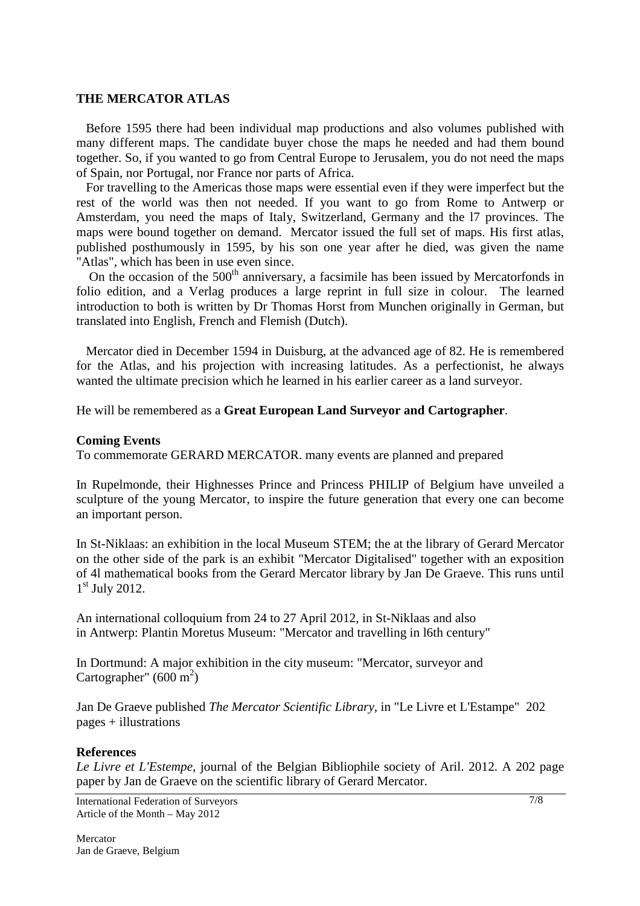## THE MERCATOR ATLAS

Before 1595 there had been individual map productions and also volumes published with many different maps. The candidate buyer chose the maps he needed and had them bound together. So, if you wanted to go from Central Europe to Jerusalem, you do not need the maps of Spain, nor Portugal, nor France nor parts of Africa.

For travelling to the Americas those maps were essential even if they were imperfect but the rest of the world was then not needed. If you want to go from Rome to Antwerp or Amsterdam, you need the maps of Italy, Switzerland, Germany and the l7 provinces. The maps were bound together on demand. Mercator issued the full set of maps. His first atlas, published posthumously in 1595, by his son one year after he died, was given the name "Atlas", which has been in use even since.

On the occasion of the 500$^{th}$ anniversary, a facsimile has been issued by Mercatorfonds in folio edition, and a Verlag produces a large reprint in full size in colour. The learned introduction to both is written by Dr Thomas Horst from Munchen originally in German, but translated into English, French and Flemish (Dutch).

Mercator died in December 1594 in Duisburg, at the advanced age of 82. He is remembered for the Atlas, and his projection with increasing latitudes. As a perfectionist, he always wanted the ultimate precision which he learned in his earlier career as a land surveyor.

He will be remembered as a **Great European Land Surveyor and Cartographer**.

### Coming Events

To commemorate GERARD MERCATOR. many events are planned and prepared

In Rupelmonde, their Highnesses Prince and Princess PHILIP of Belgium have unveiled a sculpture of the young Mercator, to inspire the future generation that every one can become an important person.

In St-Niklaas: an exhibition in the local Museum STEM; the at the library of Gerard Mercator on the other side of the park is an exhibit "Mercator Digitalised" together with an exposition of 4l mathematical books from the Gerard Mercator library by Jan De Graeve. This runs until 1$^{st}$ July 2012.

An international colloquium from 24 to 27 April 2012, in St-Niklaas and also in Antwerp: Plantin Moretus Museum: "Mercator and travelling in l6th century"

In Dortmund: A major exhibition in the city museum: "Mercator, surveyor and Cartographer" (600 $m^2$)

Jan De Graeve published *The Mercator Scientific Library*, in "Le Livre et L'Estampe" 202 pages + illustrations

### References

*Le Livre et L'Estempe*, journal of the Belgian Bibliophile society of Aril. 2012. A 202 page paper by Jan de Graeve on the scientific library of Gerard Mercator.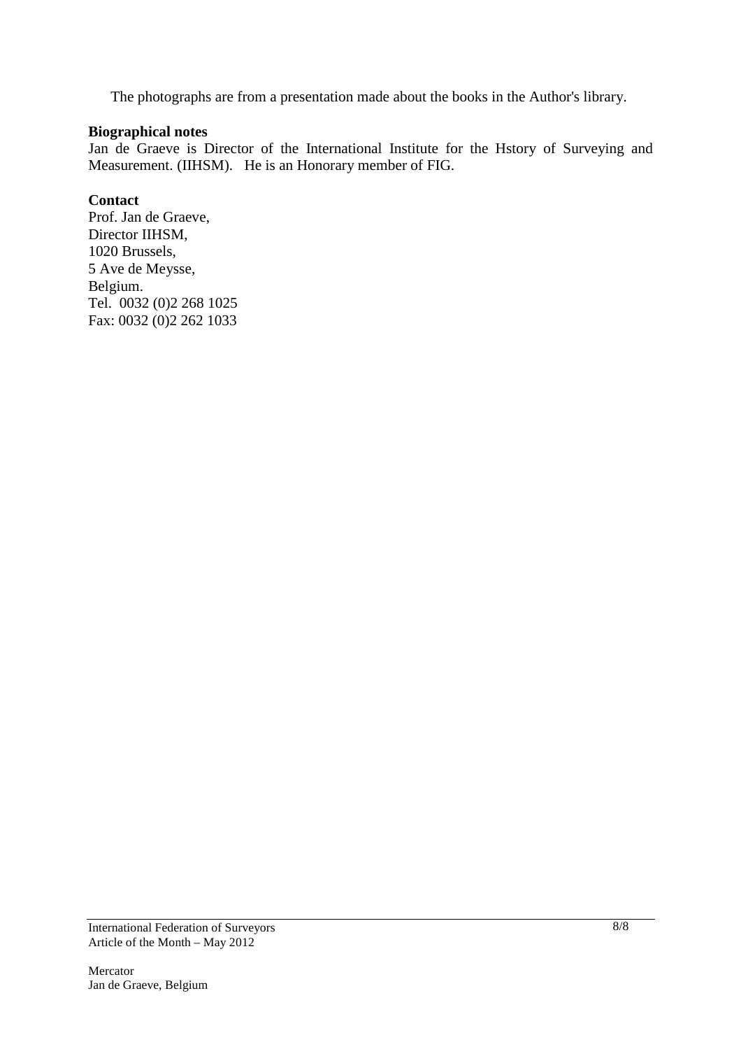The photographs are from a presentation made about the books in the Author's library.

**Biographical notes**

Jan de Graeve is Director of the International Institute for the Hstory of Surveying and Measurement. (IIHSM). He is an Honorary member of FIG.

**Contact**

Prof. Jan de Graeve,
Director IIHSM,
1020 Brussels,
5 Ave de Meysse,
Belgium.
Tel. 0032 (0)2 268 1025
Fax: 0032 (0)2 262 1033